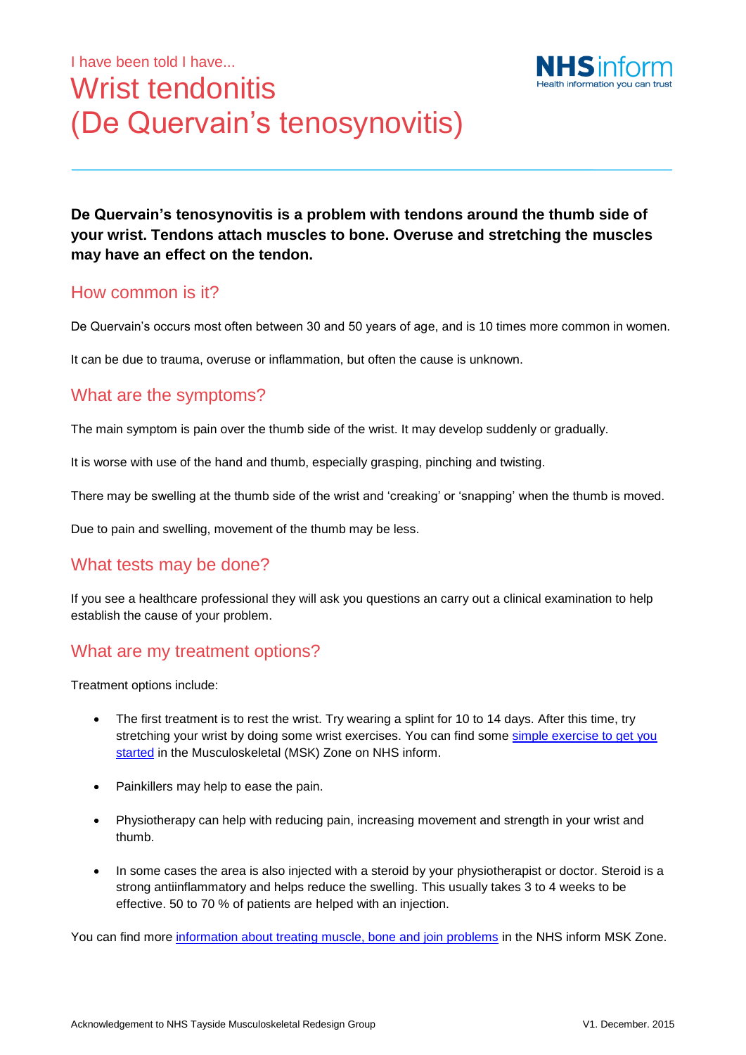I have been told I have...

# Wrist tendonitis (De Quervain's tenosynovitis)

**De Quervain's tenosynovitis is a problem with tendons around the thumb side of your wrist. Tendons attach muscles to bone. Overuse and stretching the muscles may have an effect on the tendon.**

## How common is it?

De Quervain's occurs most often between 30 and 50 years of age, and is 10 times more common in women.

It can be due to trauma, overuse or inflammation, but often the cause is unknown.

## What are the symptoms?

The main symptom is pain over the thumb side of the wrist. It may develop suddenly or gradually.

It is worse with use of the hand and thumb, especially grasping, pinching and twisting.

There may be swelling at the thumb side of the wrist and 'creaking' or 'snapping' when the thumb is moved.

Due to pain and swelling, movement of the thumb may be less.

## What tests may be done?

If you see a healthcare professional they will ask you questions an carry out a clinical examination to help establish the cause of your problem.

## What are my treatment options?

Treatment options include:

- The first treatment is to rest the wrist. Try wearing a splint for 10 to 14 days. After this time, try stretching your wrist by doing some wrist exercises. You can find some simple exercise to get you started in the Musculoskeletal (MSK) Zone on NHS inform.
- Painkillers may help to ease the pain.
- Physiotherapy can help with reducing pain, increasing movement and strength in your wrist and thumb.
- In some cases the area is also injected with a steroid by your physiotherapist or doctor. Steroid is a strong antiinflammatory and helps reduce the swelling. This usually takes 3 to 4 weeks to be effective. 50 to 70 % of patients are helped with an injection.

You can find more information about treating muscle, bone and join problems in the NHS inform MSK Zone.

Acknowledgement to NHS Tayside Musculoskeletal Redesign Group

V1. December. 2015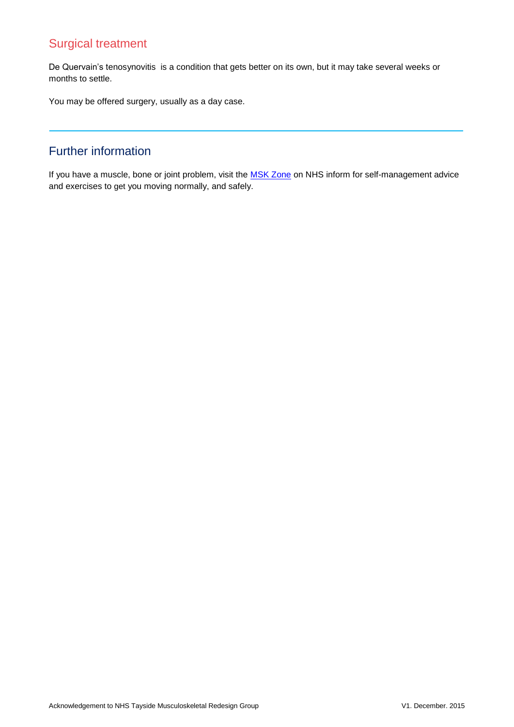## Surgical treatment

De Quervain's tenosynovitis is a condition that gets better on its own, but it may take several weeks or months to settle.

You may be offered surgery, usually as a day case.

---

## Further information

If you have a muscle, bone or joint problem, visit the MSK Zone on NHS inform for self-management advice and exercises to get you moving normally, and safely.

Acknowledgement to NHS Tayside Musculoskeletal Redesign Group

V1. December. 2015